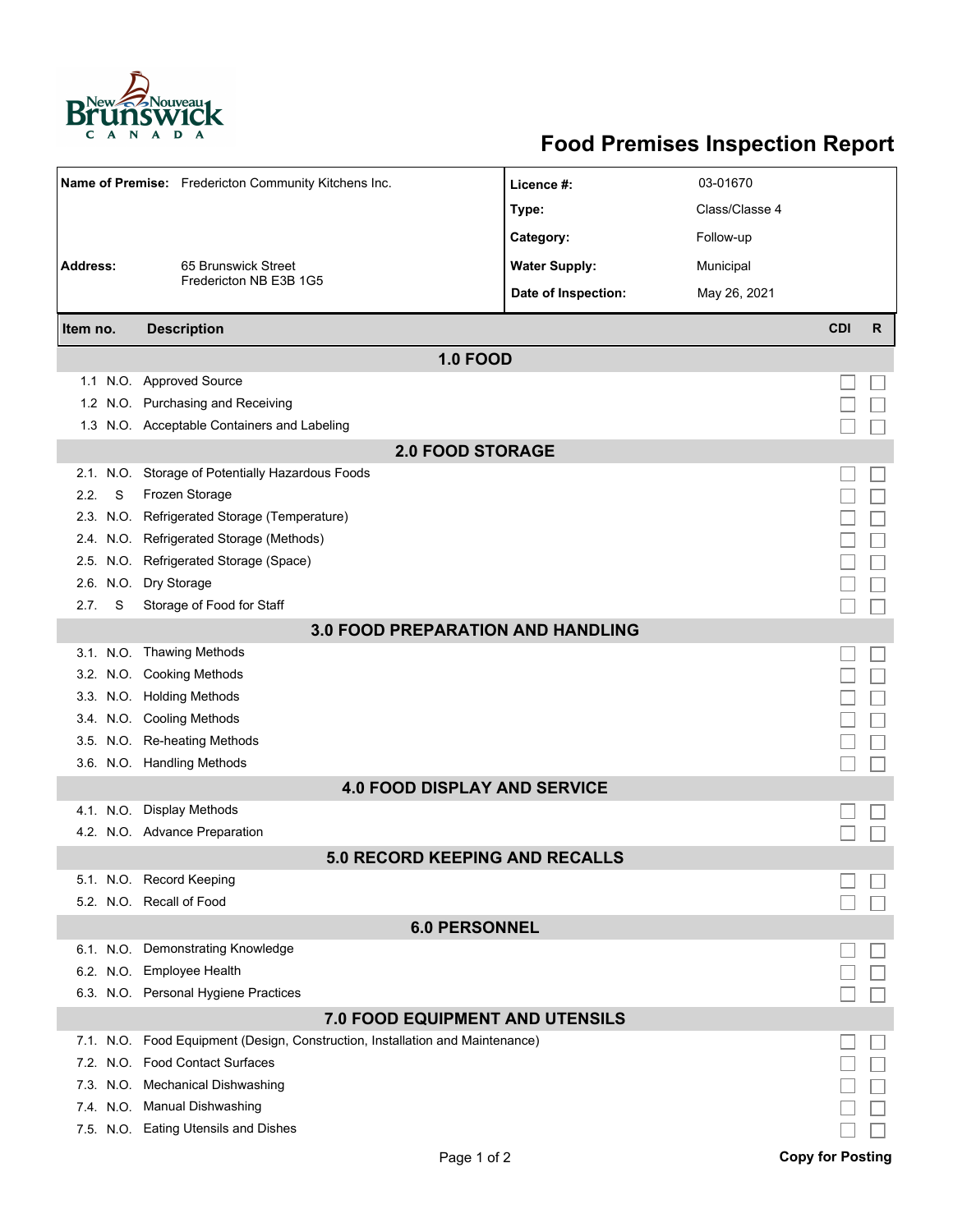New Nouveau Brunswick CANADA

# Food Premises Inspection Report

| | | | |
|---|---|---|---|
| **Name of Premise:** | Fredericton Community Kitchens Inc. | **Licence #:** | 03-01670 |
| | | **Type:** | Class/Classe 4 |
| | | **Category:** | Follow-up |
| **Address:** | 65 Brunswick Street Fredericton NB E3B 1G5 | **Water Supply:** | Municipal |
| | | **Date of Inspection:** | May 26, 2021 |

| Item no. | | Description | CDI | R |
|---|---|---|---|---|
| **1.0 FOOD** | | | | |
| 1.1 | N.O. | Approved Source | ☐ | ☐ |
| 1.2 | N.O. | Purchasing and Receiving | ☐ | ☐ |
| 1.3 | N.O. | Acceptable Containers and Labeling | ☐ | ☐ |
| **2.0 FOOD STORAGE** | | | | |
| 2.1. | N.O. | Storage of Potentially Hazardous Foods | ☐ | ☐ |
| 2.2. | S | Frozen Storage | ☐ | ☐ |
| 2.3. | N.O. | Refrigerated Storage (Temperature) | ☐ | ☐ |
| 2.4. | N.O. | Refrigerated Storage (Methods) | ☐ | ☐ |
| 2.5. | N.O. | Refrigerated Storage (Space) | ☐ | ☐ |
| 2.6. | N.O. | Dry Storage | ☐ | ☐ |
| 2.7. | S | Storage of Food for Staff | ☐ | ☐ |
| **3.0 FOOD PREPARATION AND HANDLING** | | | | |
| 3.1. | N.O. | Thawing Methods | ☐ | ☐ |
| 3.2. | N.O. | Cooking Methods | ☐ | ☐ |
| 3.3. | N.O. | Holding Methods | ☐ | ☐ |
| 3.4. | N.O. | Cooling Methods | ☐ | ☐ |
| 3.5. | N.O. | Re-heating Methods | ☐ | ☐ |
| 3.6. | N.O. | Handling Methods | ☐ | ☐ |
| **4.0 FOOD DISPLAY AND SERVICE** | | | | |
| 4.1. | N.O. | Display Methods | ☐ | ☐ |
| 4.2. | N.O. | Advance Preparation | ☐ | ☐ |
| **5.0 RECORD KEEPING AND RECALLS** | | | | |
| 5.1. | N.O. | Record Keeping | ☐ | ☐ |
| 5.2. | N.O. | Recall of Food | ☐ | ☐ |
| **6.0 PERSONNEL** | | | | |
| 6.1. | N.O. | Demonstrating Knowledge | ☐ | ☐ |
| 6.2. | N.O. | Employee Health | ☐ | ☐ |
| 6.3. | N.O. | Personal Hygiene Practices | ☐ | ☐ |
| **7.0 FOOD EQUIPMENT AND UTENSILS** | | | | |
| 7.1. | N.O. | Food Equipment (Design, Construction, Installation and Maintenance) | ☐ | ☐ |
| 7.2. | N.O. | Food Contact Surfaces | ☐ | ☐ |
| 7.3. | N.O. | Mechanical Dishwashing | ☐ | ☐ |
| 7.4. | N.O. | Manual Dishwashing | ☐ | ☐ |
| 7.5. | N.O. | Eating Utensils and Dishes | ☐ | ☐ |

**Copy for Posting**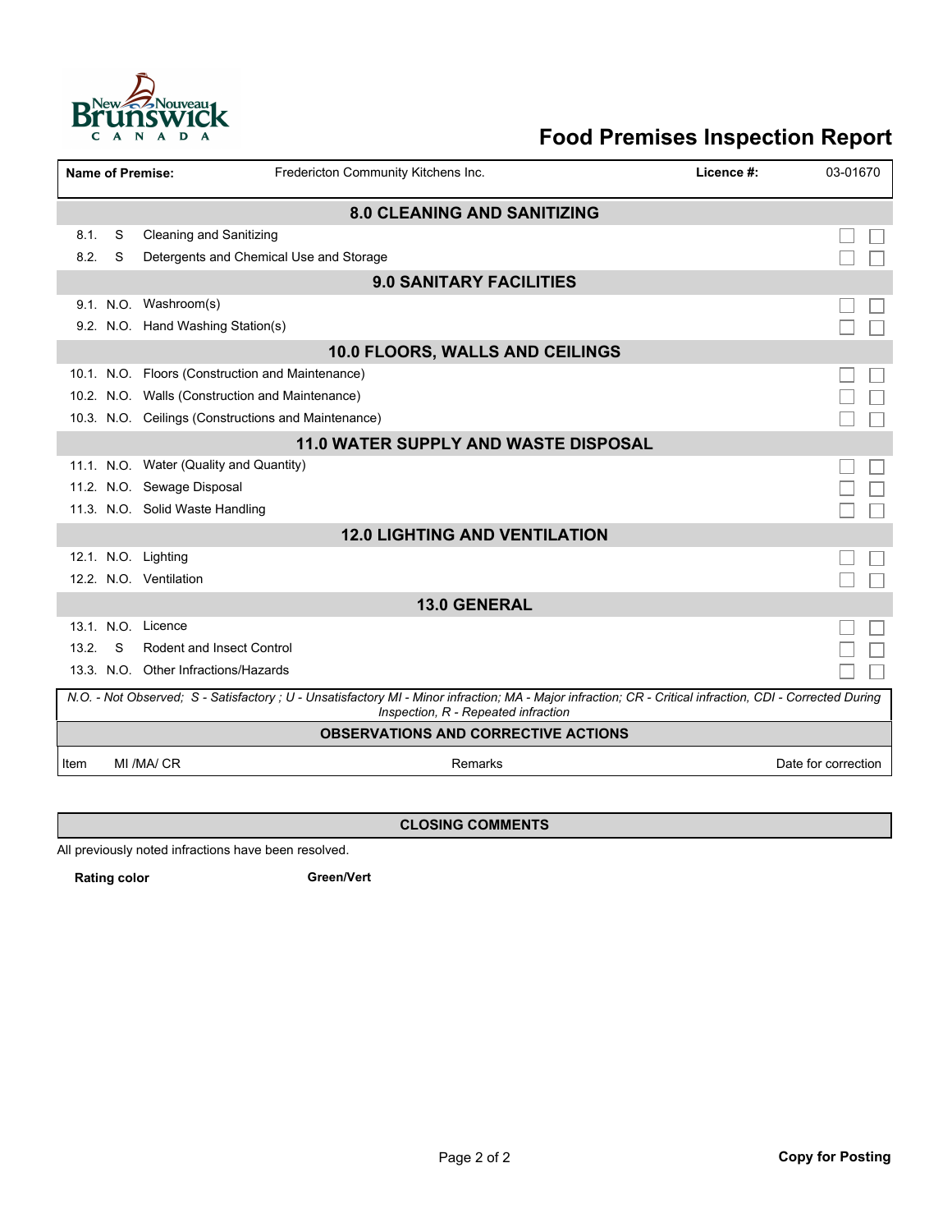# Food Premises Inspection Report

| Name of Premise: | Fredericton Community Kitchens Inc. | Licence #: | 03-01670 |
|---|---|---|---|

## 8.0 CLEANING AND SANITIZING

| | | | | |
|---|---|---|---|---|
| 8.1. | S | Cleaning and Sanitizing | ☐ | ☐ |
| 8.2. | S | Detergents and Chemical Use and Storage | ☐ | ☐ |

## 9.0 SANITARY FACILITIES

| | | | | |
|---|---|---|---|---|
| 9.1. | N.O. | Washroom(s) | ☐ | ☐ |
| 9.2. | N.O. | Hand Washing Station(s) | ☐ | ☐ |

## 10.0 FLOORS, WALLS AND CEILINGS

| | | | | |
|---|---|---|---|---|
| 10.1. | N.O. | Floors (Construction and Maintenance) | ☐ | ☐ |
| 10.2. | N.O. | Walls (Construction and Maintenance) | ☐ | ☐ |
| 10.3. | N.O. | Ceilings (Constructions and Maintenance) | ☐ | ☐ |

## 11.0 WATER SUPPLY AND WASTE DISPOSAL

| | | | | |
|---|---|---|---|---|
| 11.1. | N.O. | Water (Quality and Quantity) | ☐ | ☐ |
| 11.2. | N.O. | Sewage Disposal | ☐ | ☐ |
| 11.3. | N.O. | Solid Waste Handling | ☐ | ☐ |

## 12.0 LIGHTING AND VENTILATION

| | | | | |
|---|---|---|---|---|
| 12.1. | N.O. | Lighting | ☐ | ☐ |
| 12.2. | N.O. | Ventilation | ☐ | ☐ |

## 13.0 GENERAL

| | | | | |
|---|---|---|---|---|
| 13.1. | N.O. | Licence | ☐ | ☐ |
| 13.2. | S | Rodent and Insect Control | ☐ | ☐ |
| 13.3. | N.O. | Other Infractions/Hazards | ☐ | ☐ |

*N.O. - Not Observed; S - Satisfactory ; U - Unsatisfactory MI - Minor infraction; MA - Major infraction; CR - Critical infraction, CDI - Corrected During Inspection, R - Repeated infraction*

## OBSERVATIONS AND CORRECTIVE ACTIONS

| Item | MI /MA/ CR | Remarks | Date for correction |
|---|---|---|---|

## CLOSING COMMENTS

All previously noted infractions have been resolved.

**Rating color** **Green/Vert**

**Copy for Posting**